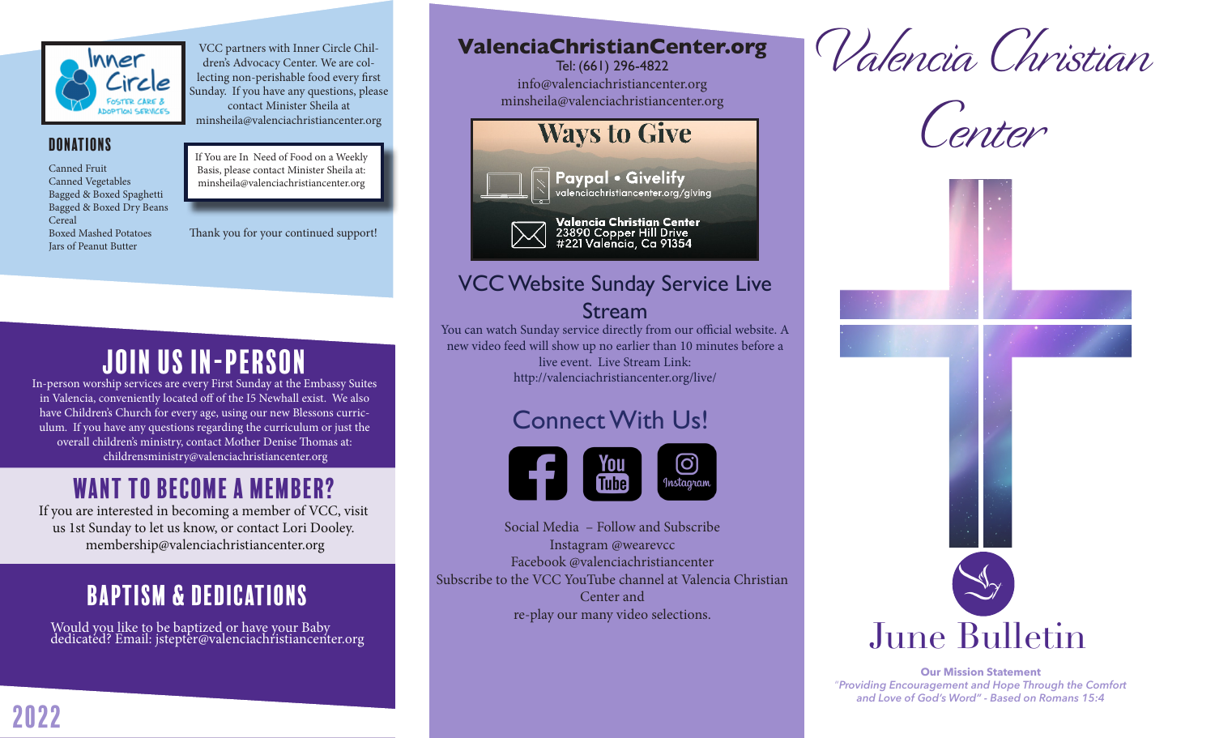VCC partners with Inner Circle Children's Advocacy Center. We are collecting non-perishable food every first Sunday. If you have any questions, please contact Minister Sheila at minsheila@valenciachristiancenter.org

## DONATIONS

- Canned Fruit
- Canned Vegetables
- Bagged & Boxed Spaghetti
- Bagged & Boxed Dry Beans
- Cereal
- Boxed Mashed Potatoes
- Jars of Peanut Butter

If You are In Need of Food on a Weekly Basis, please contact Minister Sheila at: minsheila@valenciachristiancenter.org

Thank you for your continued support!

## JOIN US IN-PERSON

In-person worship services are every First Sunday at the Embassy Suites in Valencia, conveniently located off of the I5 Newhall exist. We also have Children's Church for every age, using our new Blessons curriculum. If you have any questions regarding the curriculum or just the overall children's ministry, contact Mother Denise Thomas at: childrensministry@valenciachristiancenter.org

## WANT TO BECOME A MEMBER?

If you are interested in becoming a member of VCC, visit us 1st Sunday to let us know, or contact Lori Dooley. membership@valenciachristiancenter.org

## BAPTISM & DEDICATIONS

Would you like to be baptized or have your Baby dedicated? Email: jstepter@valenciachristiancenter.org

2022

## ValenciaChristianCenter.org

Tel: (661) 296-4822
info@valenciachristiancenter.org
minsheila@valenciachristiancenter.org

## Ways to Give

**Paypal • Givelify**
valenciachristiancenter.org/giving

**Valencia Christian Center**
23890 Copper Hill Drive
#221 Valencia, Ca 91354

## VCC Website Sunday Service Live Stream

You can watch Sunday service directly from our official website. A new video feed will show up no earlier than 10 minutes before a live event. Live Stream Link: http://valenciachristiancenter.org/live/

## Connect With Us!

Social Media – Follow and Subscribe
Instagram @wearevcc
Facebook @valenciachristiancenter
Subscribe to the VCC YouTube channel at Valencia Christian Center and re-play our many video selections.

# Valencia Christian Center

## June Bulletin

**Our Mission Statement**

*"Providing Encouragement and Hope Through the Comfort and Love of God's Word" - Based on Romans 15:4*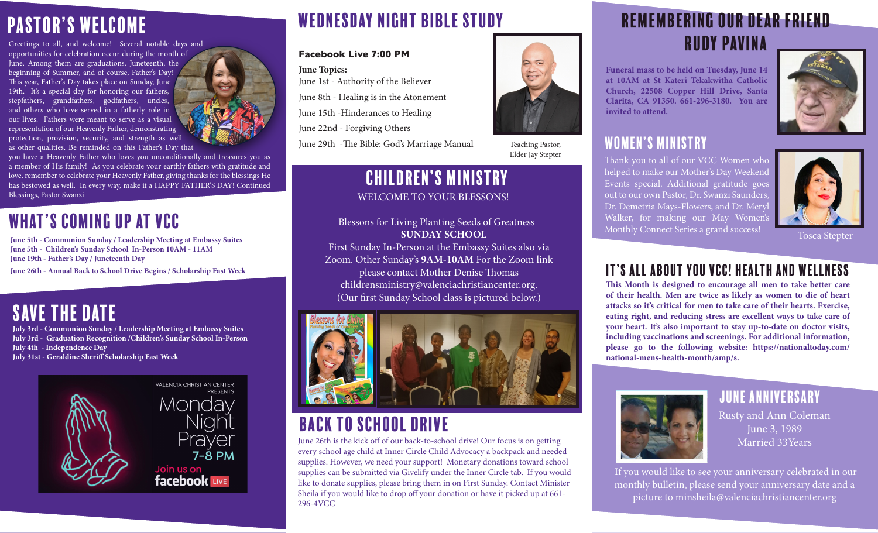## PASTOR'S WELCOME

Greetings to all, and welcome! Several notable days and opportunities for celebration occur during the month of June. Among them are graduations, Juneteenth, the beginning of Summer, and of course, Father's Day! This year, Father's Day takes place on Sunday, June 19th. It's a special day for honoring our fathers, stepfathers, grandfathers, godfathers, uncles, and others who have served in a fatherly role in our lives. Fathers were meant to serve as a visual representation of our Heavenly Father, demonstrating protection, provision, security, and strength as well as other qualities. Be reminded on this Father's Day that you have a Heavenly Father who loves you unconditionally and treasures you as a member of His family! As you celebrate your earthly fathers with gratitude and love, remember to celebrate your Heavenly Father, giving thanks for the blessings He has bestowed as well. In every way, make it a HAPPY FATHER'S DAY! Continued Blessings, Pastor Swanzi

## WHAT'S COMING UP AT VCC

**June 5th - Communion Sunday / Leadership Meeting at Embassy Suites**
**June 5th - Children's Sunday School In-Person 10AM - 11AM**
**June 19th - Father's Day / Juneteenth Day**
**June 26th - Annual Back to School Drive Begins / Scholarship Fast Week**

## SAVE THE DATE

**July 3rd - Communion Sunday / Leadership Meeting at Embassy Suites**
**July 3rd - Graduation Recognition /Children's Sunday School In-Person**
**July 4th - Independence Day**
**July 31st - Geraldine Sheriff Scholarship Fast Week**

VALENCIA CHRISTIAN CENTER PRESENTS
Monday Night Prayer
7-8 PM
Join us on facebook LIVE

## WEDNESDAY NIGHT BIBLE STUDY

**Facebook Live 7:00 PM**

**June Topics:**
June 1st - Authority of the Believer
June 8th - Healing is in the Atonement
June 15th -Hinderances to Healing
June 22nd - Forgiving Others
June 29th -The Bible: God's Marriage Manual

Teaching Pastor, Elder Jay Stepter

## CHILDREN'S MINISTRY

WELCOME TO YOUR BLESSONS!

Blessons for Living Planting Seeds of Greatness
**SUNDAY SCHOOL**
First Sunday In-Person at the Embassy Suites also via Zoom. Other Sunday's **9AM-10AM** For the Zoom link please contact Mother Denise Thomas childrensministry@valenciachristiancenter.org. (Our first Sunday School class is pictured below.)

## BACK TO SCHOOL DRIVE

June 26th is the kick off of our back-to-school drive! Our focus is on getting every school age child at Inner Circle Child Advocacy a backpack and needed supplies. However, we need your support! Monetary donations toward school supplies can be submitted via Givelify under the Inner Circle tab. If you would like to donate supplies, please bring them in on First Sunday. Contact Minister Sheila if you would like to drop off your donation or have it picked up at 661-296-4VCC

## REMEMBERING OUR DEAR FRIEND RUDY PAVINA

**Funeral mass to be held on Tuesday, June 14 at 10AM at St Kateri Tekakwitha Catholic Church, 22508 Copper Hill Drive, Santa Clarita, CA 91350. 661-296-3180. You are invited to attend.**

## WOMEN'S MINISTRY

Thank you to all of our VCC Women who helped to make our Mother's Day Weekend Events special. Additional gratitude goes out to our own Pastor, Dr. Swanzi Saunders, Dr. Demetria Mays-Flowers, and Dr. Meryl Walker, for making our May Women's Monthly Connect Series a grand success!

Tosca Stepter

## IT'S ALL ABOUT YOU VCC! HEALTH AND WELLNESS

**This Month is designed to encourage all men to take better care of their health. Men are twice as likely as women to die of heart attacks so it's critical for men to take care of their hearts. Exercise, eating right, and reducing stress are excellent ways to take care of your heart. It's also important to stay up-to-date on doctor visits, including vaccinations and screenings. For additional information, please go to the following website: https://nationaltoday.com/national-mens-health-month/amp/s.**

## JUNE ANNIVERSARY

Rusty and Ann Coleman
June 3, 1989
Married 33Years

If you would like to see your anniversary celebrated in our monthly bulletin, please send your anniversary date and a picture to minsheila@valenciachristiancenter.org